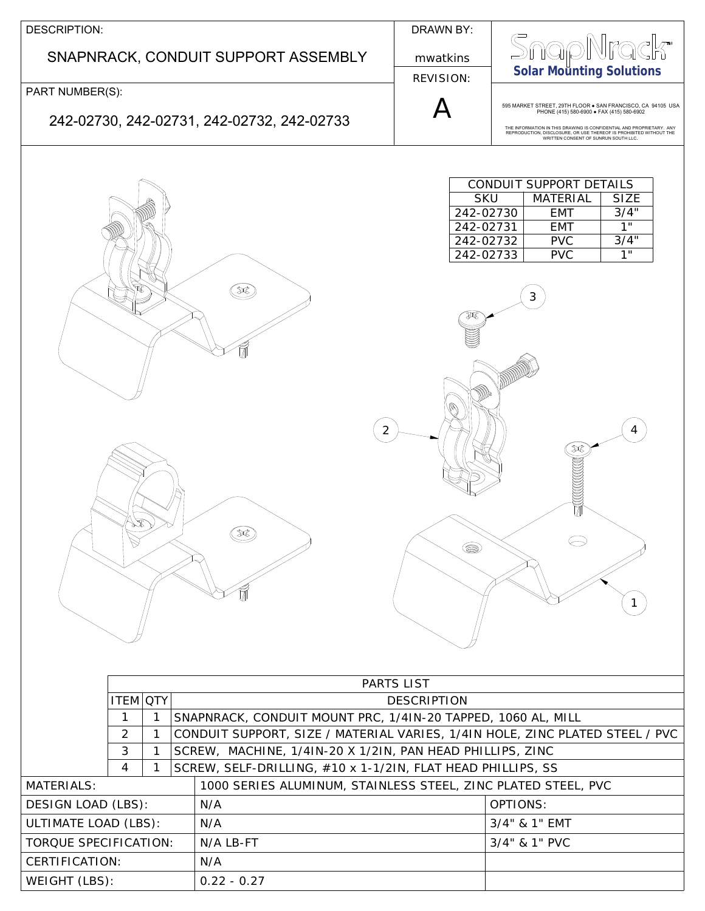DESCRIPTION:

# SNAPNRACK, CONDUIT SUPPORT ASSEMBLY

DRAWN BY: mwatkins

REVISION: A

PART NUMBER(S):

242-02730, 242-02731, 242-02732, 242-02733

SnapNrack™ Solar Mounting Solutions

595 MARKET STREET, 29TH FLOOR • SAN FRANCISCO, CA 94105 USA
PHONE (415) 580-6900 • FAX (415) 580-6902

THE INFORMATION IN THIS DRAWING IS CONFIDENTIAL AND PROPRIETARY. ANY REPRODUCTION, DISCLOSURE, OR USE THEREOF IS PROHIBITED WITHOUT THE WRITTEN CONSENT OF SUNRUN SOUTH LLC.

| CONDUIT SUPPORT DETAILS | | |
|---|---|---|
| SKU | MATERIAL | SIZE |
| 242-02730 | EMT | 3/4" |
| 242-02731 | EMT | 1" |
| 242-02732 | PVC | 3/4" |
| 242-02733 | PVC | 1" |

| PARTS LIST | | |
|---|---|---|
| ITEM | QTY | DESCRIPTION |
| 1 | 1 | SNAPNRACK, CONDUIT MOUNT PRC, 1/4IN-20 TAPPED, 1060 AL, MILL |
| 2 | 1 | CONDUIT SUPPORT, SIZE / MATERIAL VARIES, 1/4IN HOLE, ZINC PLATED STEEL / PVC |
| 3 | 1 | SCREW, MACHINE, 1/4IN-20 X 1/2IN, PAN HEAD PHILLIPS, ZINC |
| 4 | 1 | SCREW, SELF-DRILLING, #10 x 1-1/2IN, FLAT HEAD PHILLIPS, SS |

| MATERIALS: | 1000 SERIES ALUMINUM, STAINLESS STEEL, ZINC PLATED STEEL, PVC | |
|---|---|---|
| DESIGN LOAD (LBS): | N/A | OPTIONS: |
| ULTIMATE LOAD (LBS): | N/A | 3/4" & 1" EMT |
| TORQUE SPECIFICATION: | N/A LB-FT | 3/4" & 1" PVC |
| CERTIFICATION: | N/A | |
| WEIGHT (LBS): | 0.22 - 0.27 | |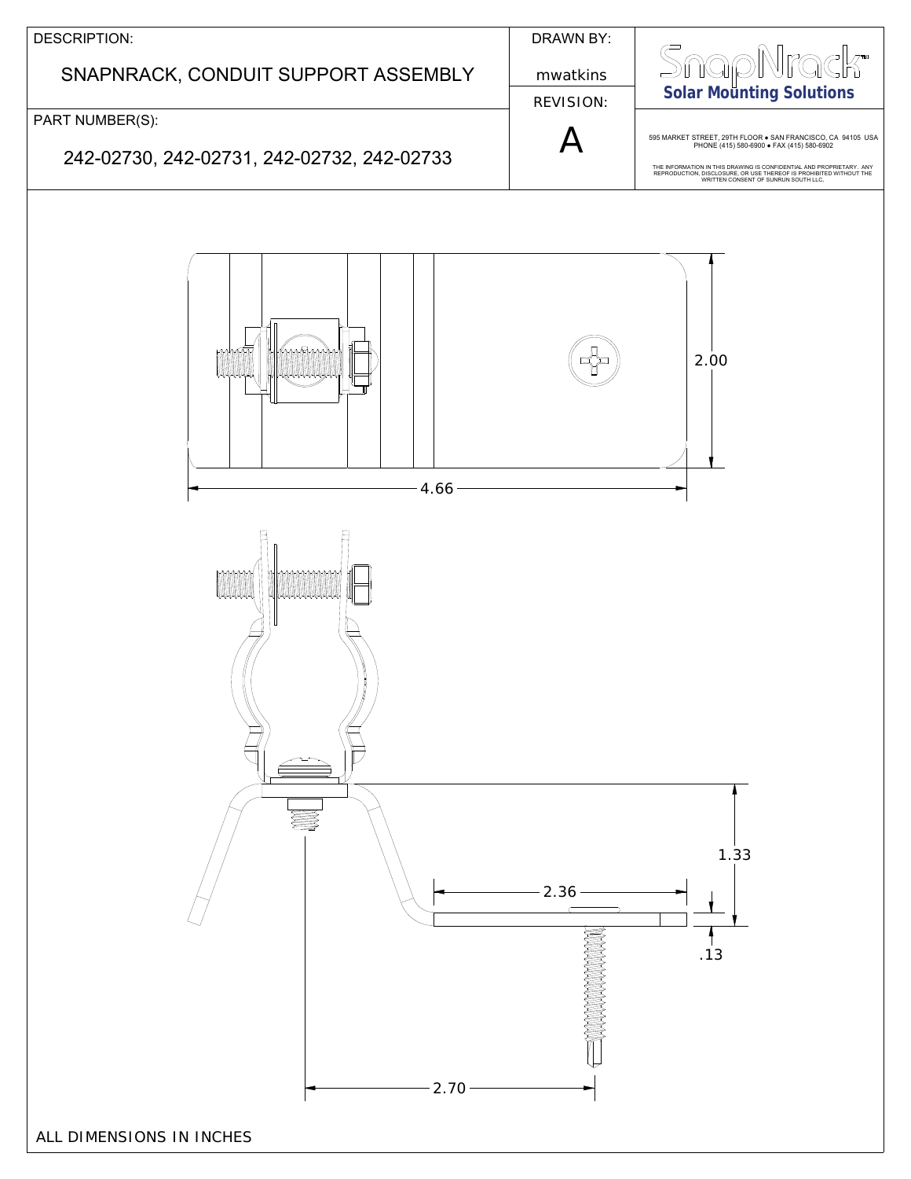| DESCRIPTION: | DRAWN BY: | |
|---|---|---|
| SNAPNRACK, CONDUIT SUPPORT ASSEMBLY | mwatkins | SnapNrack™ Solar Mounting Solutions |
| PART NUMBER(S): | REVISION: | 595 MARKET STREET, 29TH FLOOR • SAN FRANCISCO, CA 94105 USA PHONE (415) 580-6900 • FAX (415) 580-6902 |
| 242-02730, 242-02731, 242-02732, 242-02733 | A | THE INFORMATION IN THIS DRAWING IS CONFIDENTIAL AND PROPRIETARY. ANY REPRODUCTION, DISCLOSURE, OR USE THEREOF IS PROHIBITED WITHOUT THE WRITTEN CONSENT OF SUNRUN SOUTH LLC. |

2.00

4.66

1.33

2.36

.13

2.70

ALL DIMENSIONS IN INCHES